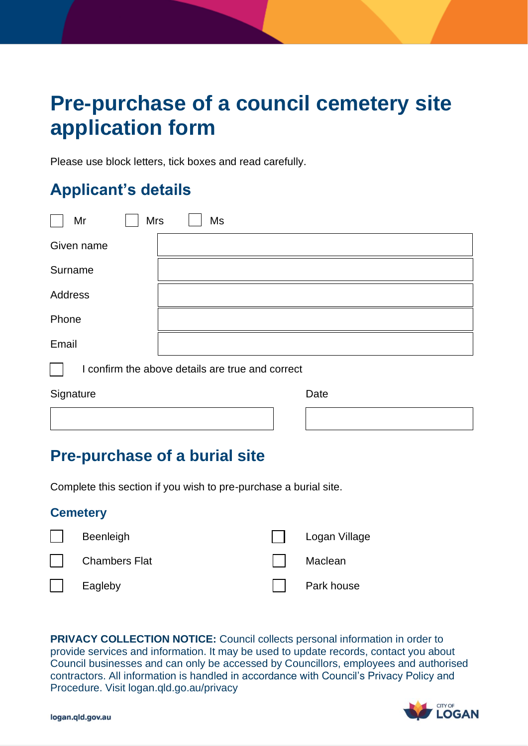# Pre-purchase of a council cemetery site application form

Please use block letters, tick boxes and read carefully.

## Applicant's details

☐ Mr ☐ Mrs ☐ Ms

| | |
|---|---|
| Given name | |
| Surname | |
| Address | |
| Phone | |
| Email | |

☐ I confirm the above details are true and correct

| Signature | Date |
|---|---|
| | |

## Pre-purchase of a burial site

Complete this section if you wish to pre-purchase a burial site.

### Cemetery

| | |
|---|---|
| ☐ Beenleigh | ☐ Logan Village |
| ☐ Chambers Flat | ☐ Maclean |
| ☐ Eagleby | ☐ Park house |

**PRIVACY COLLECTION NOTICE:** Council collects personal information in order to provide services and information. It may be used to update records, contact you about Council businesses and can only be accessed by Councillors, employees and authorised contractors. All information is handled in accordance with Council's Privacy Policy and Procedure. Visit logan.qld.go.au/privacy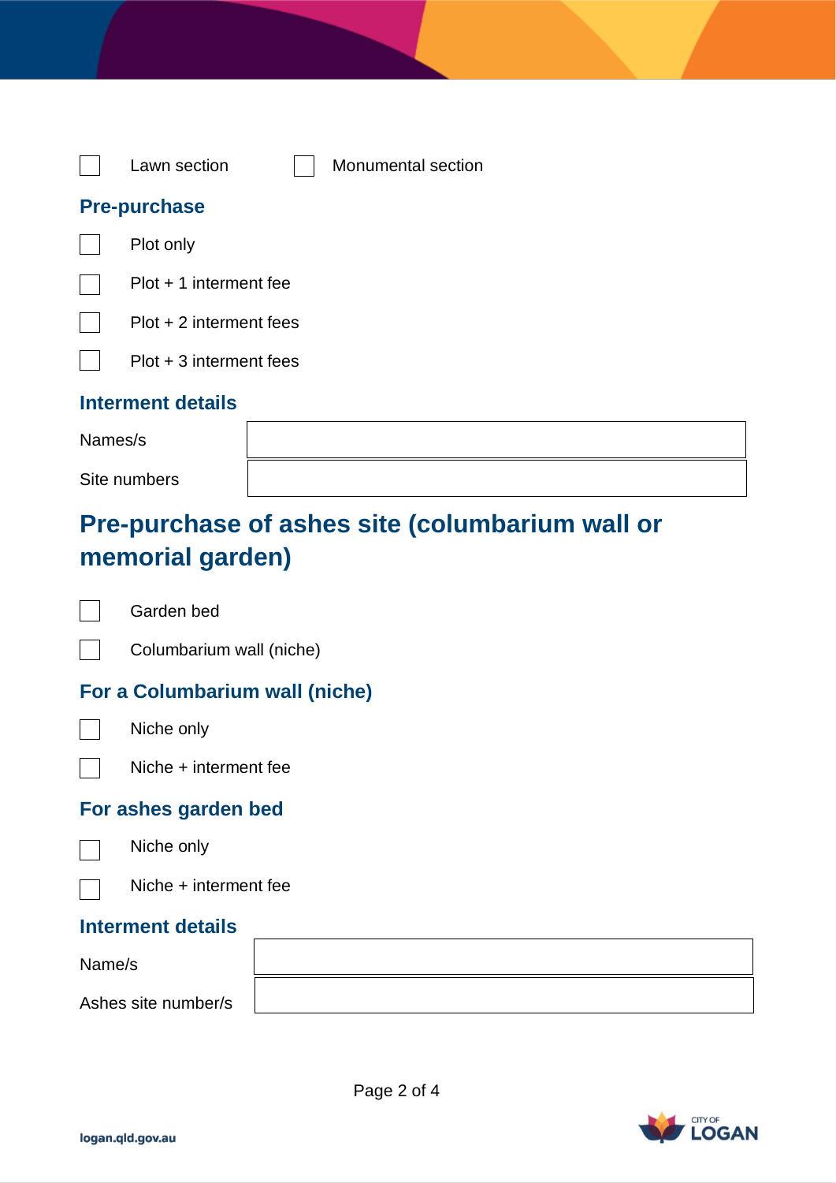- [ ] Lawn section
- [ ] Monumental section

### Pre-purchase

- [ ] Plot only
- [ ] Plot + 1 interment fee
- [ ] Plot + 2 interment fees
- [ ] Plot + 3 interment fees

### Interment details

| | |
|---|---|
| Names/s | |
| Site numbers | |

## Pre-purchase of ashes site (columbarium wall or memorial garden)

- [ ] Garden bed
- [ ] Columbarium wall (niche)

### For a Columbarium wall (niche)

- [ ] Niche only
- [ ] Niche + interment fee

### For ashes garden bed

- [ ] Niche only
- [ ] Niche + interment fee

### Interment details

| | |
|---|---|
| Name/s | |
| Ashes site number/s | |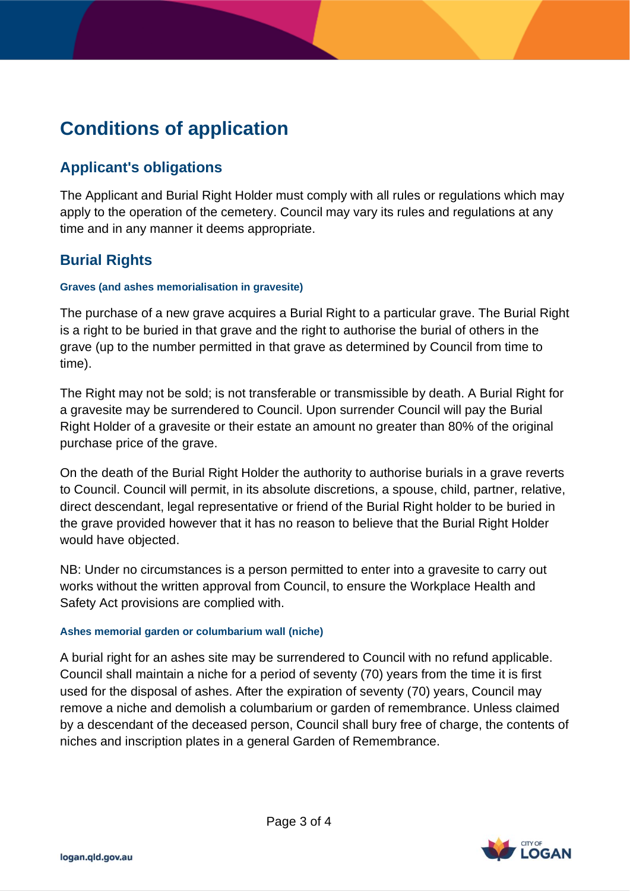# Conditions of application

## Applicant's obligations

The Applicant and Burial Right Holder must comply with all rules or regulations which may apply to the operation of the cemetery. Council may vary its rules and regulations at any time and in any manner it deems appropriate.

## Burial Rights

#### Graves (and ashes memorialisation in gravesite)

The purchase of a new grave acquires a Burial Right to a particular grave. The Burial Right is a right to be buried in that grave and the right to authorise the burial of others in the grave (up to the number permitted in that grave as determined by Council from time to time).

The Right may not be sold; is not transferable or transmissible by death. A Burial Right for a gravesite may be surrendered to Council. Upon surrender Council will pay the Burial Right Holder of a gravesite or their estate an amount no greater than 80% of the original purchase price of the grave.

On the death of the Burial Right Holder the authority to authorise burials in a grave reverts to Council. Council will permit, in its absolute discretions, a spouse, child, partner, relative, direct descendant, legal representative or friend of the Burial Right holder to be buried in the grave provided however that it has no reason to believe that the Burial Right Holder would have objected.

NB: Under no circumstances is a person permitted to enter into a gravesite to carry out works without the written approval from Council, to ensure the Workplace Health and Safety Act provisions are complied with.

#### Ashes memorial garden or columbarium wall (niche)

A burial right for an ashes site may be surrendered to Council with no refund applicable. Council shall maintain a niche for a period of seventy (70) years from the time it is first used for the disposal of ashes. After the expiration of seventy (70) years, Council may remove a niche and demolish a columbarium or garden of remembrance. Unless claimed by a descendant of the deceased person, Council shall bury free of charge, the contents of niches and inscription plates in a general Garden of Remembrance.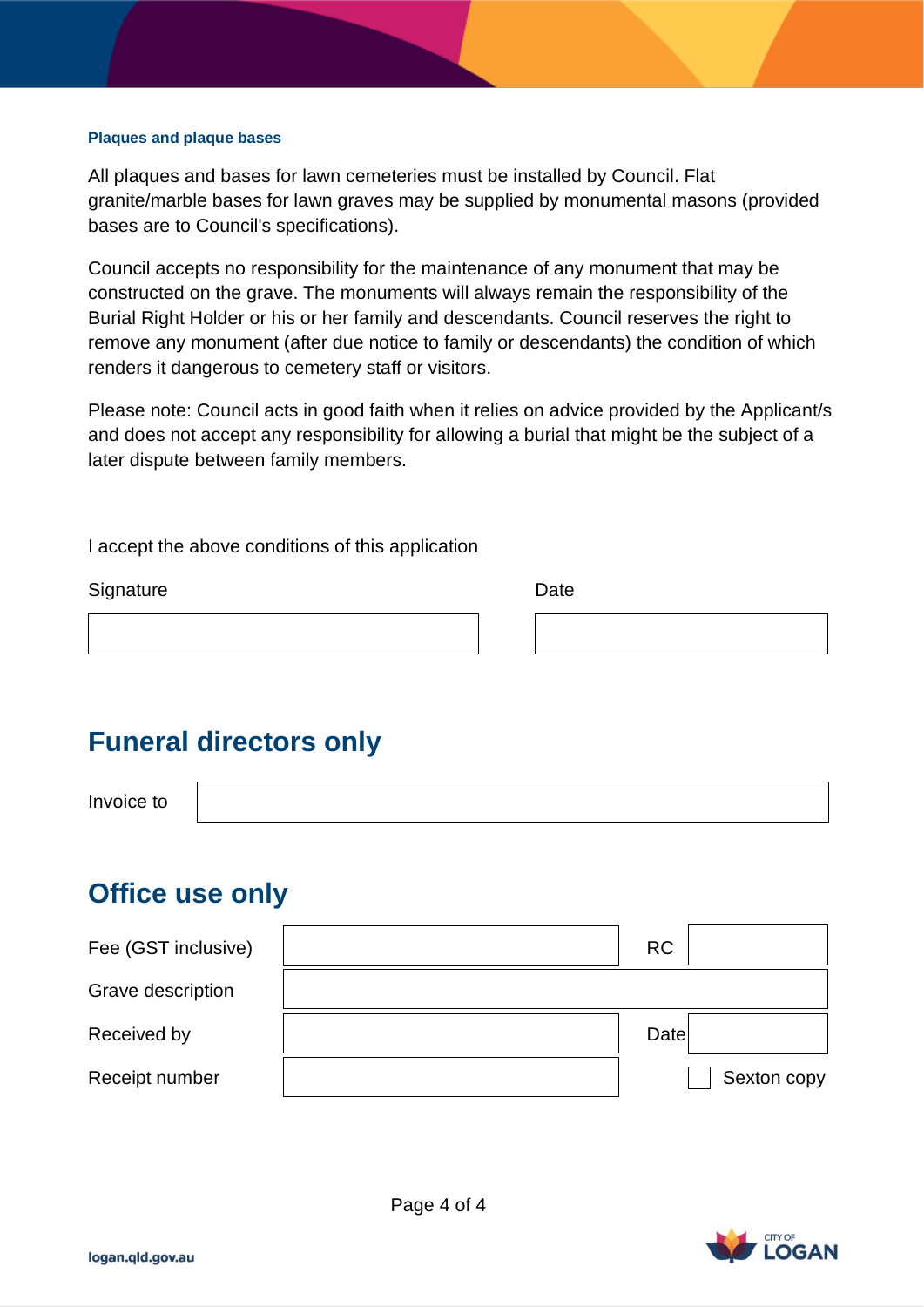### Plaques and plaque bases

All plaques and bases for lawn cemeteries must be installed by Council. Flat granite/marble bases for lawn graves may be supplied by monumental masons (provided bases are to Council's specifications).

Council accepts no responsibility for the maintenance of any monument that may be constructed on the grave. The monuments will always remain the responsibility of the Burial Right Holder or his or her family and descendants. Council reserves the right to remove any monument (after due notice to family or descendants) the condition of which renders it dangerous to cemetery staff or visitors.

Please note: Council acts in good faith when it relies on advice provided by the Applicant/s and does not accept any responsibility for allowing a burial that might be the subject of a later dispute between family members.

I accept the above conditions of this application

| Signature | Date |
| --- | --- |
| | |

## Funeral directors only

| | |
| --- | --- |
| Invoice to | |

## Office use only

| | | | |
| --- | --- | --- | --- |
| Fee (GST inclusive) | | RC | |
| Grave description | | | |
| Received by | | Date | |
| Receipt number | | ☐ Sexton copy | |